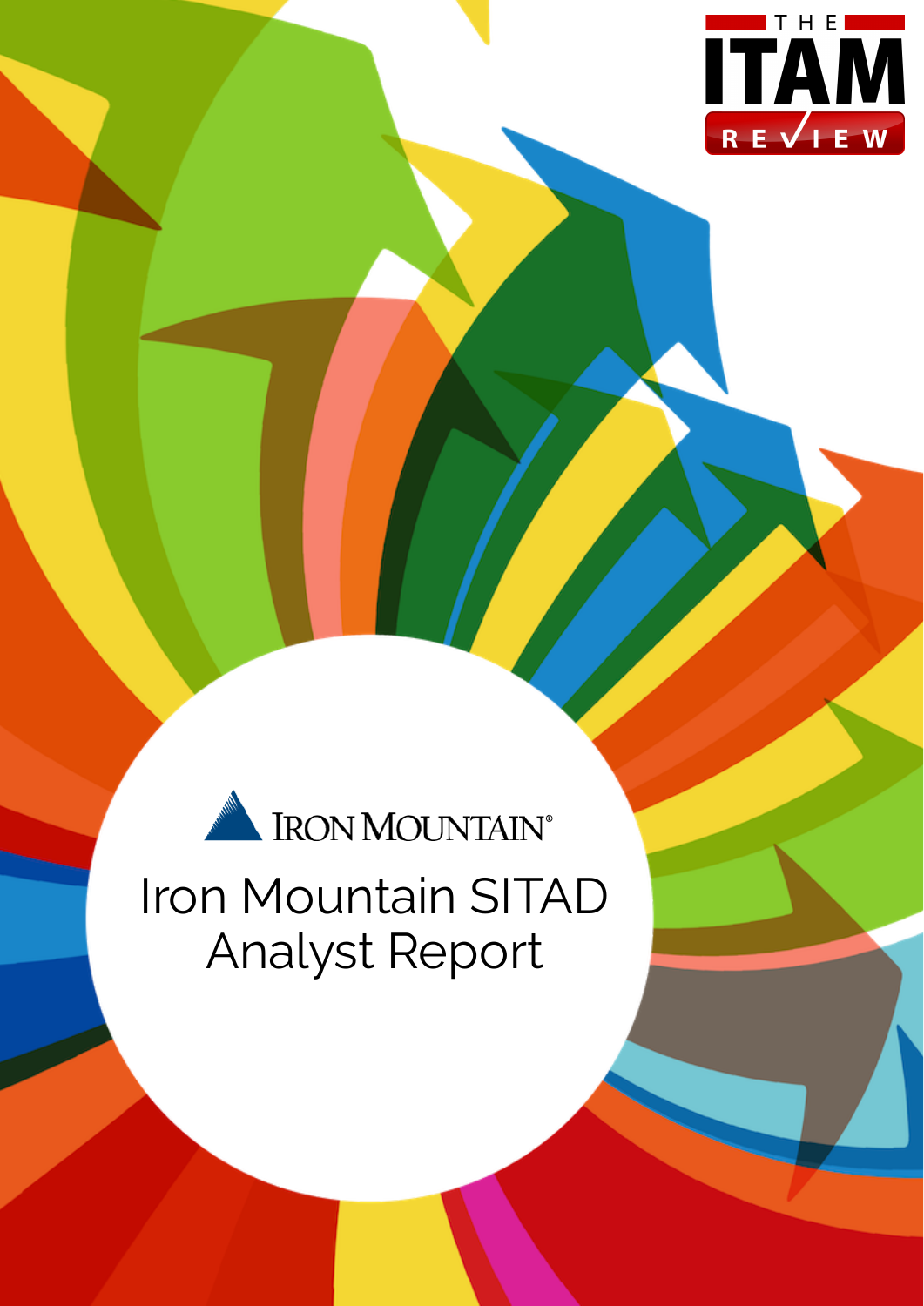THE ITAM REVIEW

IRON MOUNTAIN®

# Iron Mountain SITAD Analyst Report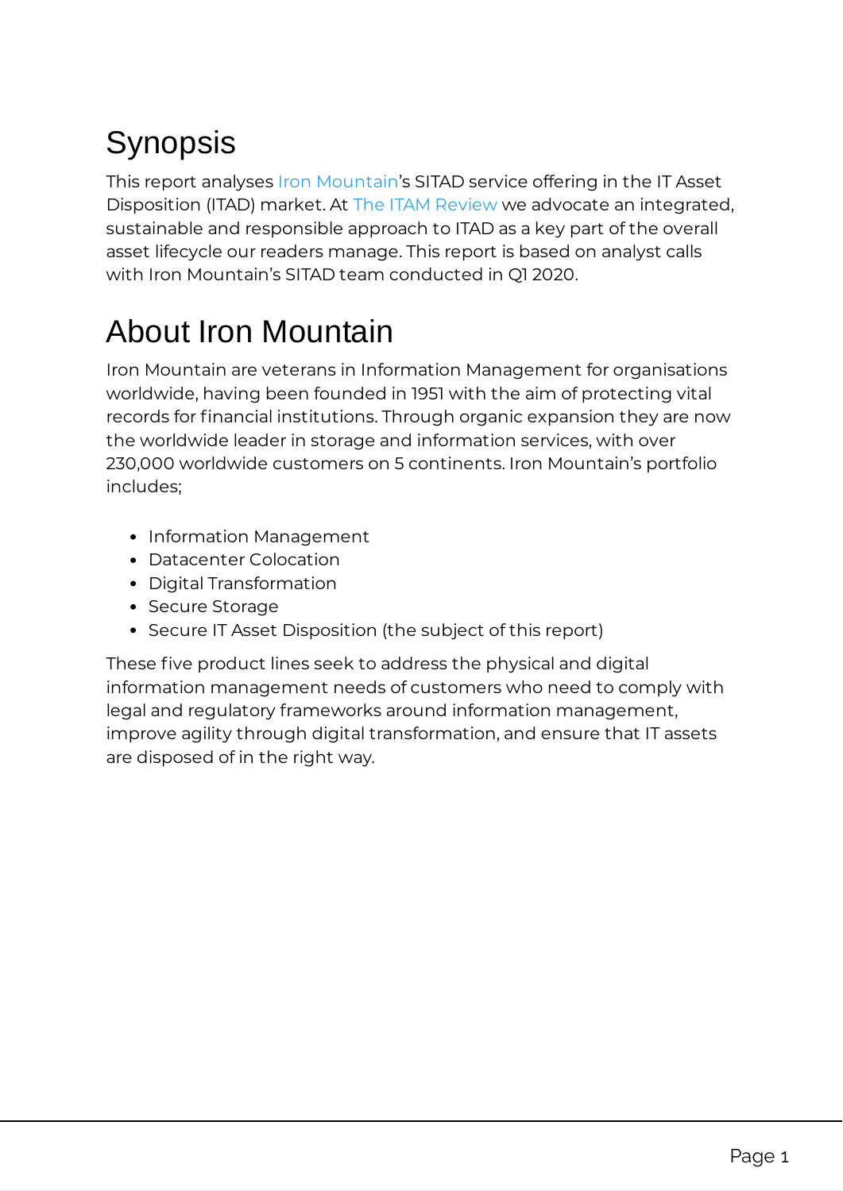# Synopsis

This report analyses Iron Mountain's SITAD service offering in the IT Asset Disposition (ITAD) market. At The ITAM Review we advocate an integrated, sustainable and responsible approach to ITAD as a key part of the overall asset lifecycle our readers manage. This report is based on analyst calls with Iron Mountain's SITAD team conducted in Q1 2020.

# About Iron Mountain

Iron Mountain are veterans in Information Management for organisations worldwide, having been founded in 1951 with the aim of protecting vital records for financial institutions. Through organic expansion they are now the worldwide leader in storage and information services, with over 230,000 worldwide customers on 5 continents. Iron Mountain's portfolio includes;

- Information Management
- Datacenter Colocation
- Digital Transformation
- Secure Storage
- Secure IT Asset Disposition (the subject of this report)

These five product lines seek to address the physical and digital information management needs of customers who need to comply with legal and regulatory frameworks around information management, improve agility through digital transformation, and ensure that IT assets are disposed of in the right way.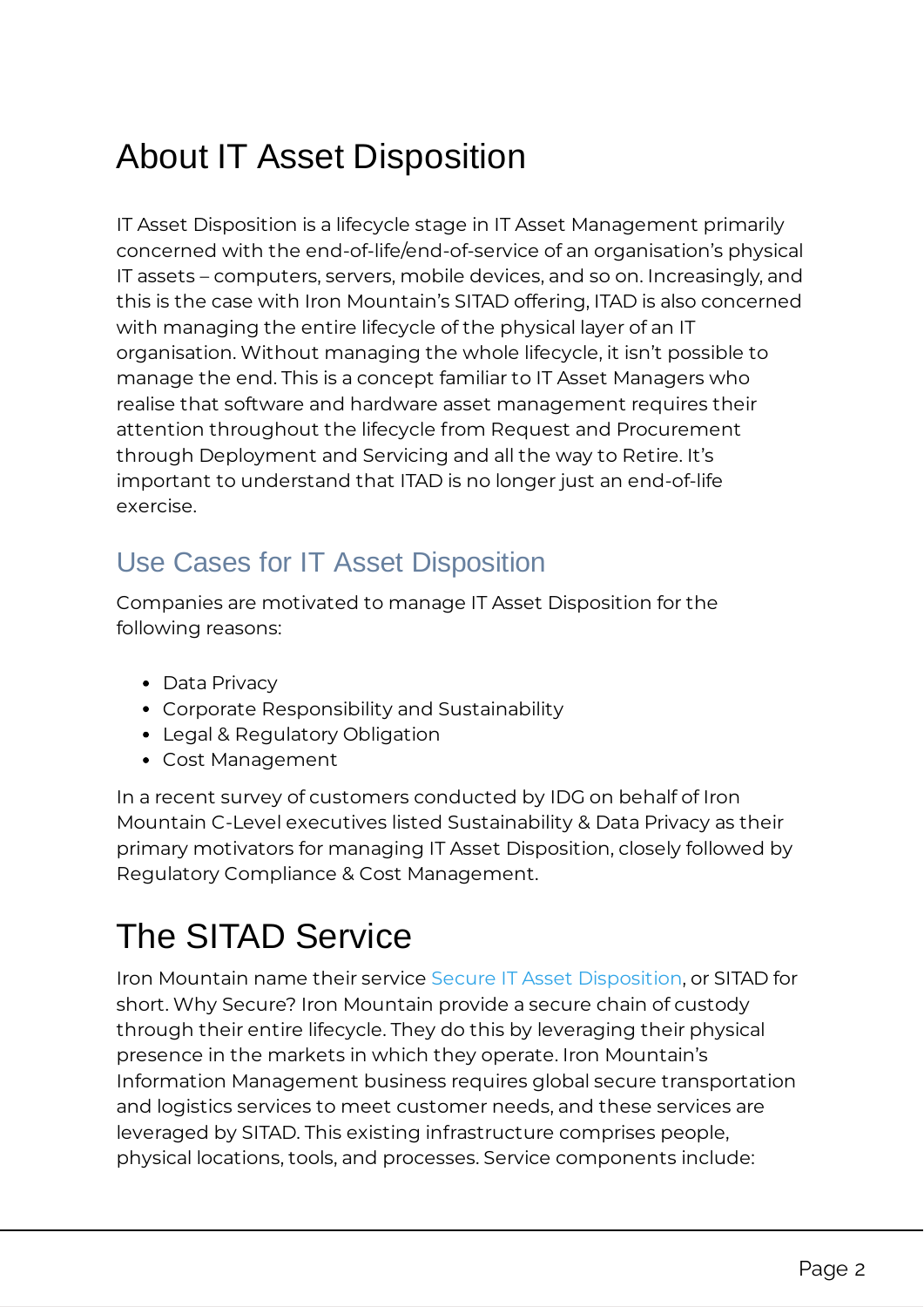# About IT Asset Disposition

IT Asset Disposition is a lifecycle stage in IT Asset Management primarily concerned with the end-of-life/end-of-service of an organisation's physical IT assets – computers, servers, mobile devices, and so on. Increasingly, and this is the case with Iron Mountain's SITAD offering, ITAD is also concerned with managing the entire lifecycle of the physical layer of an IT organisation. Without managing the whole lifecycle, it isn't possible to manage the end. This is a concept familiar to IT Asset Managers who realise that software and hardware asset management requires their attention throughout the lifecycle from Request and Procurement through Deployment and Servicing and all the way to Retire. It's important to understand that ITAD is no longer just an end-of-life exercise.

## Use Cases for IT Asset Disposition

Companies are motivated to manage IT Asset Disposition for the following reasons:

- Data Privacy
- Corporate Responsibility and Sustainability
- Legal & Regulatory Obligation
- Cost Management

In a recent survey of customers conducted by IDG on behalf of Iron Mountain C-Level executives listed Sustainability & Data Privacy as their primary motivators for managing IT Asset Disposition, closely followed by Regulatory Compliance & Cost Management.

# The SITAD Service

Iron Mountain name their service Secure IT Asset Disposition, or SITAD for short. Why Secure? Iron Mountain provide a secure chain of custody through their entire lifecycle. They do this by leveraging their physical presence in the markets in which they operate. Iron Mountain's Information Management business requires global secure transportation and logistics services to meet customer needs, and these services are leveraged by SITAD. This existing infrastructure comprises people, physical locations, tools, and processes. Service components include: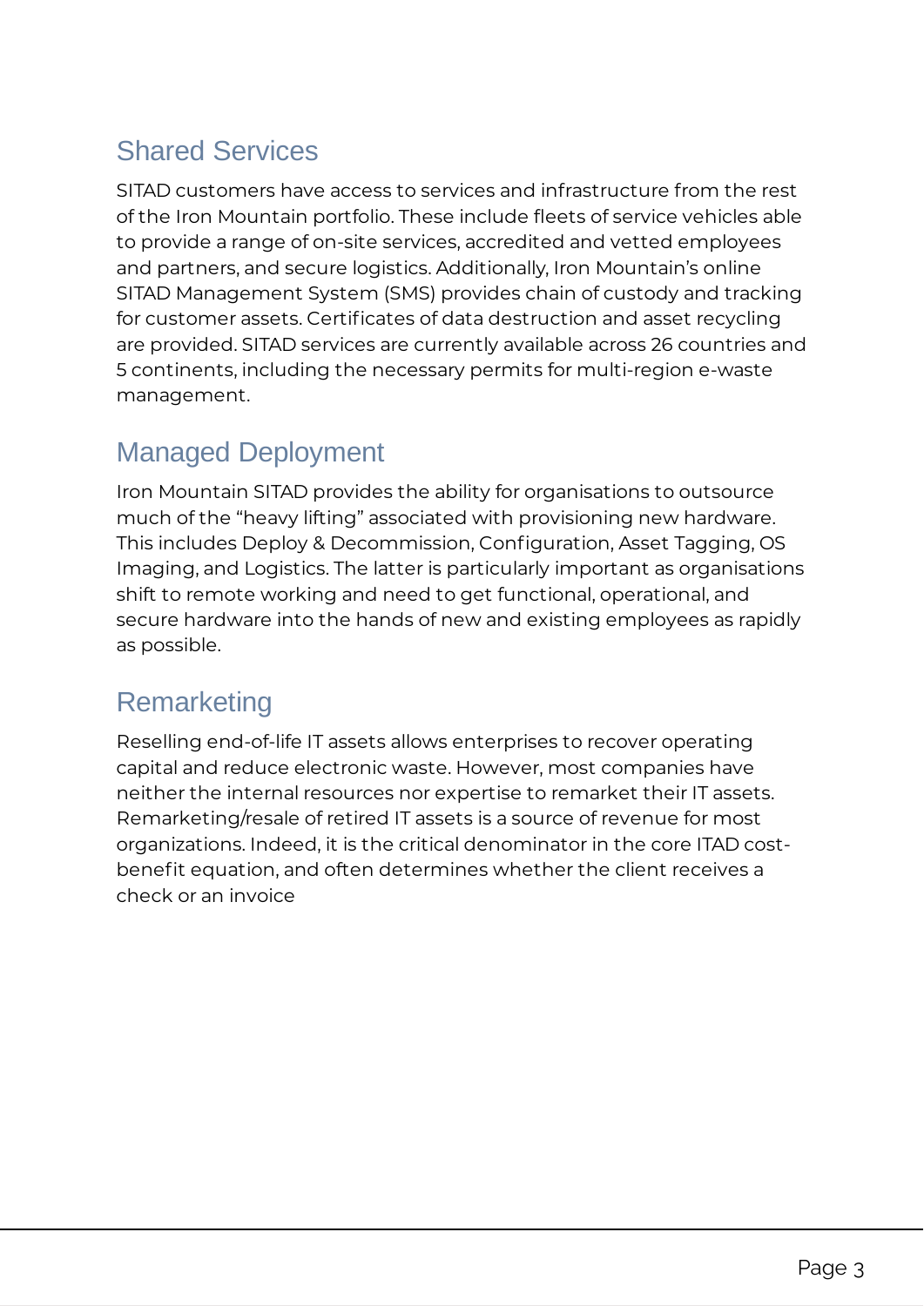## Shared Services

SITAD customers have access to services and infrastructure from the rest of the Iron Mountain portfolio. These include fleets of service vehicles able to provide a range of on-site services, accredited and vetted employees and partners, and secure logistics. Additionally, Iron Mountain's online SITAD Management System (SMS) provides chain of custody and tracking for customer assets. Certificates of data destruction and asset recycling are provided. SITAD services are currently available across 26 countries and 5 continents, including the necessary permits for multi-region e-waste management.

## Managed Deployment

Iron Mountain SITAD provides the ability for organisations to outsource much of the "heavy lifting" associated with provisioning new hardware. This includes Deploy & Decommission, Configuration, Asset Tagging, OS Imaging, and Logistics. The latter is particularly important as organisations shift to remote working and need to get functional, operational, and secure hardware into the hands of new and existing employees as rapidly as possible.

## Remarketing

Reselling end-of-life IT assets allows enterprises to recover operating capital and reduce electronic waste. However, most companies have neither the internal resources nor expertise to remarket their IT assets. Remarketing/resale of retired IT assets is a source of revenue for most organizations. Indeed, it is the critical denominator in the core ITAD cost-benefit equation, and often determines whether the client receives a check or an invoice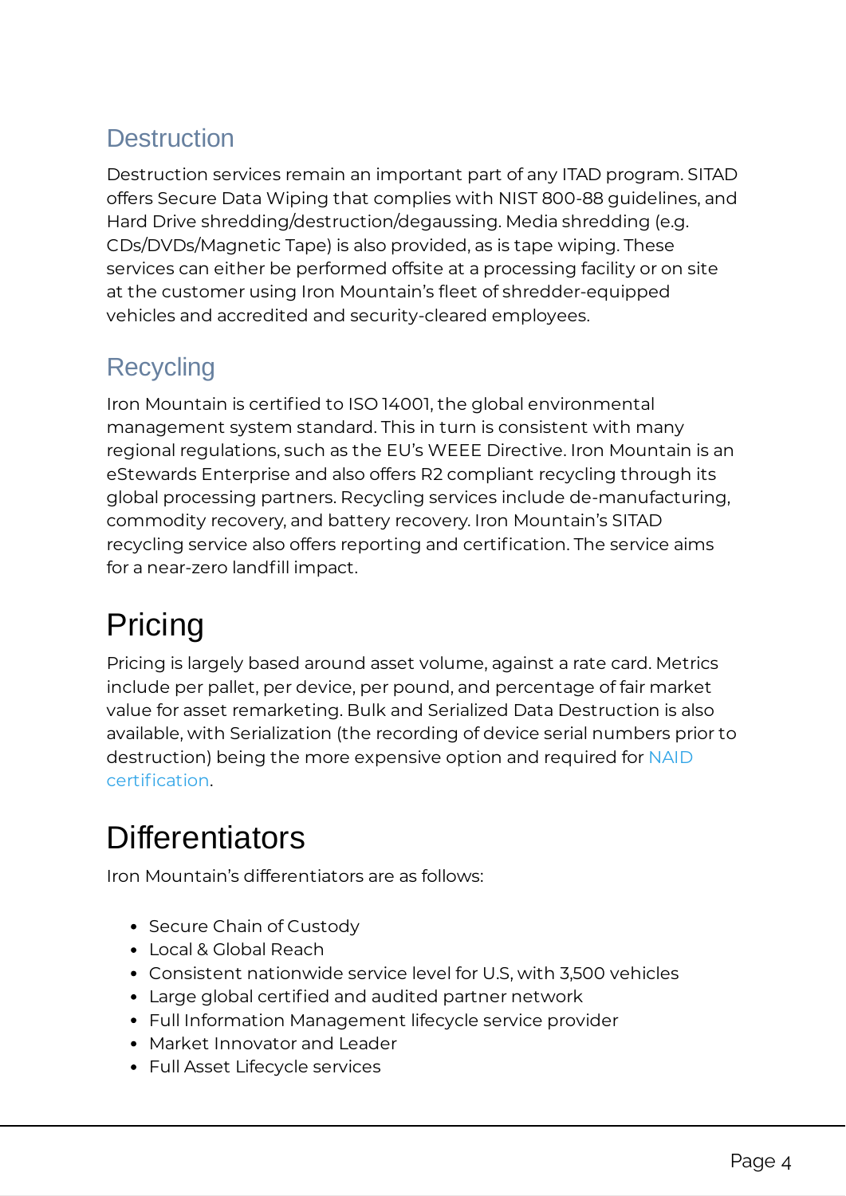### Destruction

Destruction services remain an important part of any ITAD program. SITAD offers Secure Data Wiping that complies with NIST 800-88 guidelines, and Hard Drive shredding/destruction/degaussing. Media shredding (e.g. CDs/DVDs/Magnetic Tape) is also provided, as is tape wiping. These services can either be performed offsite at a processing facility or on site at the customer using Iron Mountain's fleet of shredder-equipped vehicles and accredited and security-cleared employees.

### Recycling

Iron Mountain is certified to ISO 14001, the global environmental management system standard. This in turn is consistent with many regional regulations, such as the EU's WEEE Directive. Iron Mountain is an eStewards Enterprise and also offers R2 compliant recycling through its global processing partners. Recycling services include de-manufacturing, commodity recovery, and battery recovery. Iron Mountain's SITAD recycling service also offers reporting and certification. The service aims for a near-zero landfill impact.

## Pricing

Pricing is largely based around asset volume, against a rate card. Metrics include per pallet, per device, per pound, and percentage of fair market value for asset remarketing. Bulk and Serialized Data Destruction is also available, with Serialization (the recording of device serial numbers prior to destruction) being the more expensive option and required for NAID certification.

## Differentiators

Iron Mountain's differentiators are as follows:

- Secure Chain of Custody
- Local & Global Reach
- Consistent nationwide service level for U.S, with 3,500 vehicles
- Large global certified and audited partner network
- Full Information Management lifecycle service provider
- Market Innovator and Leader
- Full Asset Lifecycle services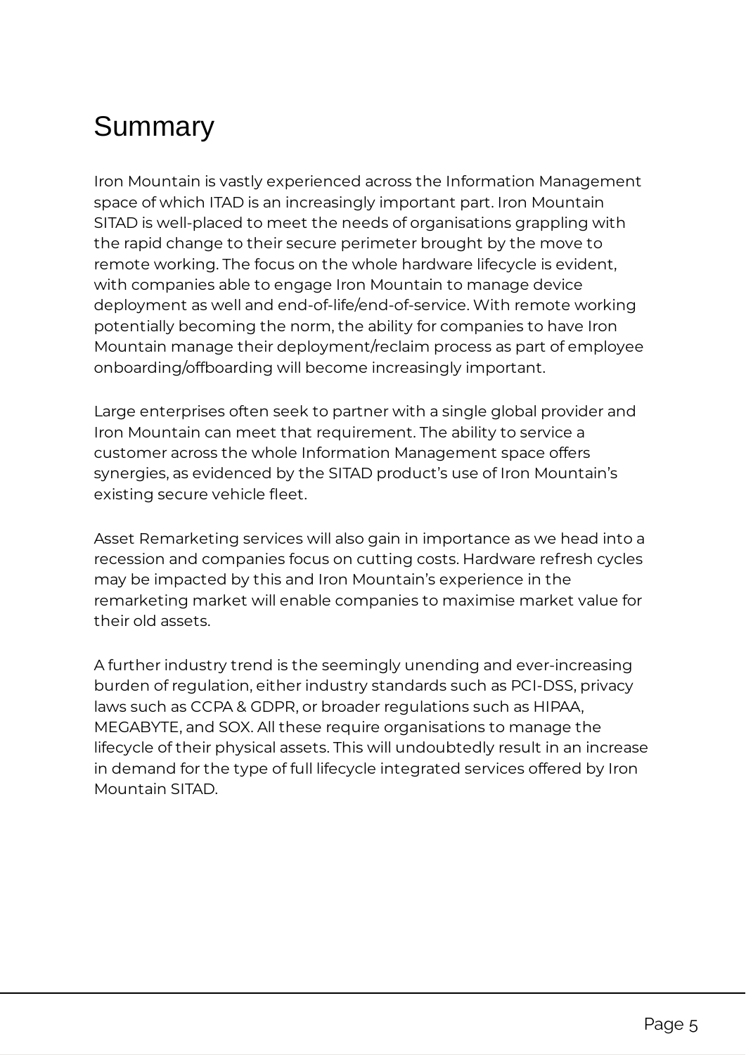# Summary

Iron Mountain is vastly experienced across the Information Management space of which ITAD is an increasingly important part. Iron Mountain SITAD is well-placed to meet the needs of organisations grappling with the rapid change to their secure perimeter brought by the move to remote working. The focus on the whole hardware lifecycle is evident, with companies able to engage Iron Mountain to manage device deployment as well and end-of-life/end-of-service. With remote working potentially becoming the norm, the ability for companies to have Iron Mountain manage their deployment/reclaim process as part of employee onboarding/offboarding will become increasingly important.

Large enterprises often seek to partner with a single global provider and Iron Mountain can meet that requirement. The ability to service a customer across the whole Information Management space offers synergies, as evidenced by the SITAD product's use of Iron Mountain's existing secure vehicle fleet.

Asset Remarketing services will also gain in importance as we head into a recession and companies focus on cutting costs. Hardware refresh cycles may be impacted by this and Iron Mountain's experience in the remarketing market will enable companies to maximise market value for their old assets.

A further industry trend is the seemingly unending and ever-increasing burden of regulation, either industry standards such as PCI-DSS, privacy laws such as CCPA & GDPR, or broader regulations such as HIPAA, MEGABYTE, and SOX. All these require organisations to manage the lifecycle of their physical assets. This will undoubtedly result in an increase in demand for the type of full lifecycle integrated services offered by Iron Mountain SITAD.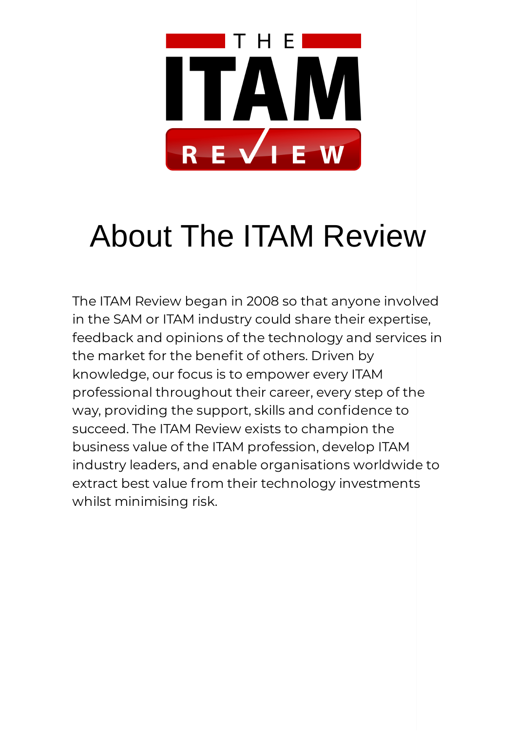# About The ITAM Review

The ITAM Review began in 2008 so that anyone involved in the SAM or ITAM industry could share their expertise, feedback and opinions of the technology and services in the market for the benefit of others. Driven by knowledge, our focus is to empower every ITAM professional throughout their career, every step of the way, providing the support, skills and confidence to succeed. The ITAM Review exists to champion the business value of the ITAM profession, develop ITAM industry leaders, and enable organisations worldwide to extract best value from their technology investments whilst minimising risk.